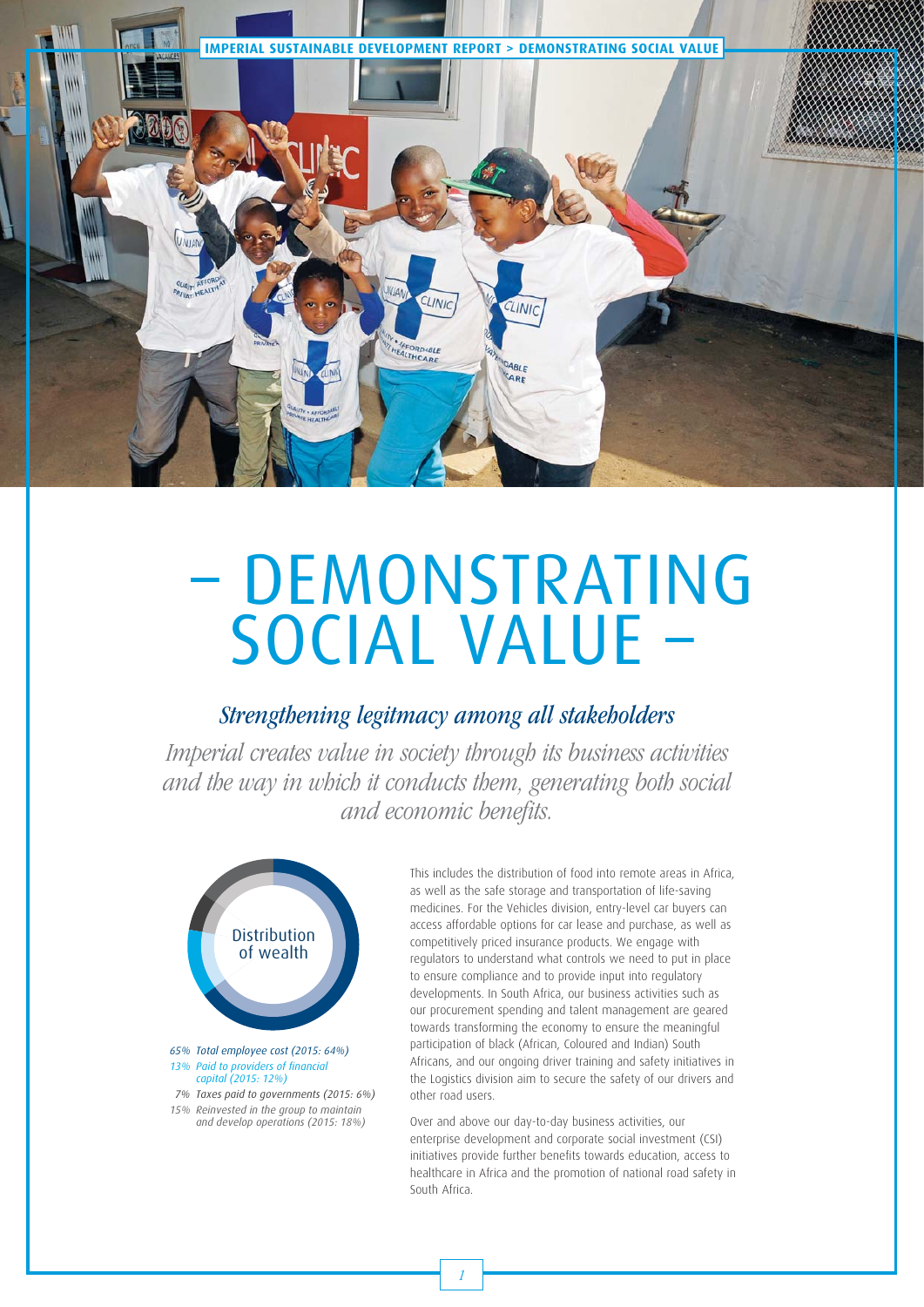# – DEMONSTRATING SOCIAL VALUE –

## *Strengthening legitimacy among all stakeholders*

*Imperial creates value in society through its business activities and the way in which it conducts them, generating both social and economic benefits.*

**Distribution of wealth**

- *65% Total employee cost (2015: 64%)*
- *13% Paid to providers of financial capital (2015: 12%)*
- *7% Taxes paid to governments (2015: 6%)*
- *15% Reinvested in the group to maintain and develop operations (2015: 18%)*

This includes the distribution of food into remote areas in Africa, as well as the safe storage and transportation of life-saving medicines. For the Vehicles division, entry-level car buyers can access affordable options for car lease and purchase, as well as competitively priced insurance products. We engage with regulators to understand what controls we need to put in place to ensure compliance and to provide input into regulatory developments. In South Africa, our business activities such as our procurement spending and talent management are geared towards transforming the economy to ensure the meaningful participation of black (African, Coloured and Indian) South Africans, and our ongoing driver training and safety initiatives in the Logistics division aim to secure the safety of our drivers and other road users.

Over and above our day-to-day business activities, our enterprise development and corporate social investment (CSI) initiatives provide further benefits towards education, access to healthcare in Africa and the promotion of national road safety in South Africa.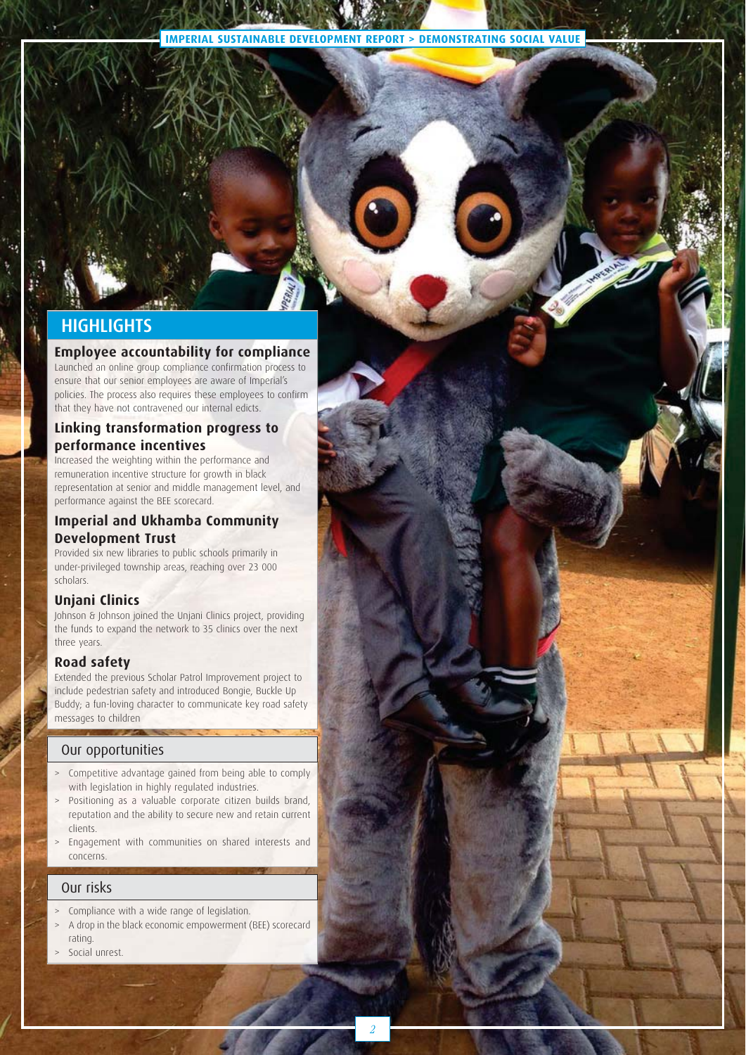## HIGHLIGHTS

### Employee accountability for compliance

Launched an online group compliance confirmation process to ensure that our senior employees are aware of Imperial's policies. The process also requires these employees to confirm that they have not contravened our internal edicts.

### Linking transformation progress to performance incentives

Increased the weighting within the performance and remuneration incentive structure for growth in black representation at senior and middle management level, and performance against the BEE scorecard.

### Imperial and Ukhamba Community Development Trust

Provided six new libraries to public schools primarily in under-privileged township areas, reaching over 23 000 scholars.

### Unjani Clinics

Johnson & Johnson joined the Unjani Clinics project, providing the funds to expand the network to 35 clinics over the next three years.

### Road safety

Extended the previous Scholar Patrol Improvement project to include pedestrian safety and introduced Bongie, Buckle Up Buddy; a fun-loving character to communicate key road safety messages to children

## Our opportunities

- Competitive advantage gained from being able to comply with legislation in highly regulated industries.
- Positioning as a valuable corporate citizen builds brand, reputation and the ability to secure new and retain current clients.
- Engagement with communities on shared interests and concerns.

## Our risks

- Compliance with a wide range of legislation.
- A drop in the black economic empowerment (BEE) scorecard rating.
- Social unrest.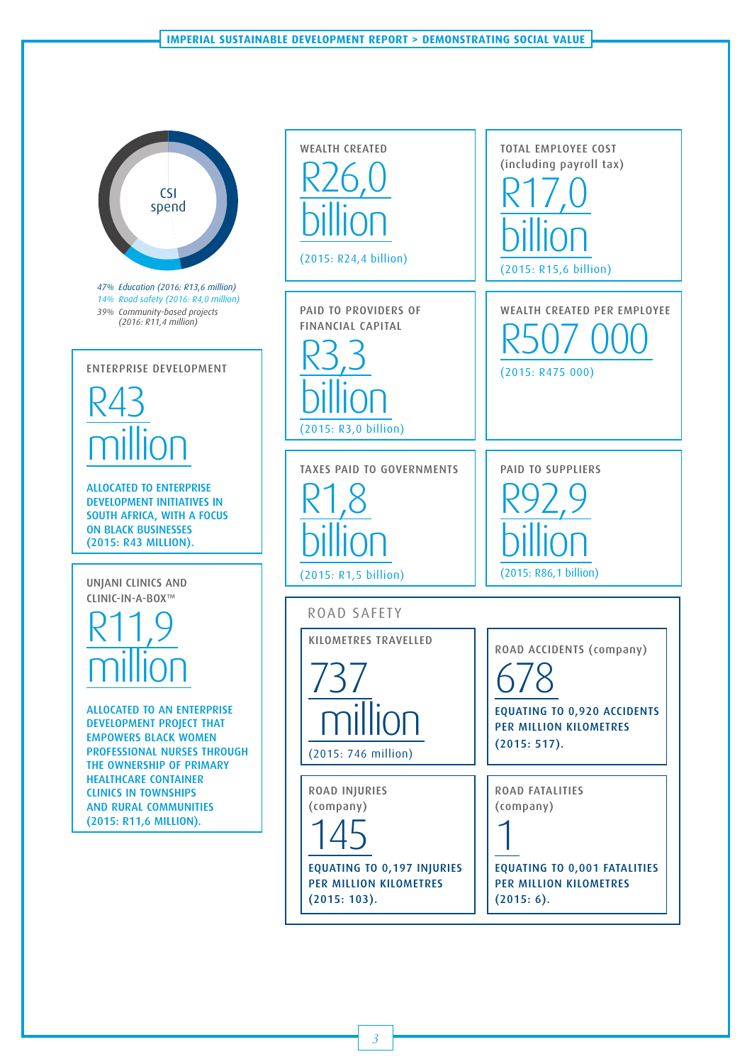CSI spend

47% Education (2016: R13,6 million)
14% Road safety (2016: R4,0 million)
39% Community-based projects (2016: R11,4 million)

## ENTERPRISE DEVELOPMENT

R43 million

ALLOCATED TO ENTERPRISE DEVELOPMENT INITIATIVES IN SOUTH AFRICA, WITH A FOCUS ON BLACK BUSINESSES (2015: R43 MILLION).

## UNJANI CLINICS AND CLINIC-IN-A-BOX™

R11,9 million

ALLOCATED TO AN ENTERPRISE DEVELOPMENT PROJECT THAT EMPOWERS BLACK WOMEN PROFESSIONAL NURSES THROUGH THE OWNERSHIP OF PRIMARY HEALTHCARE CONTAINER CLINICS IN TOWNSHIPS AND RURAL COMMUNITIES (2015: R11,6 MILLION).

## WEALTH CREATED

R26,0 billion

(2015: R24,4 billion)

## TOTAL EMPLOYEE COST (including payroll tax)

R17,0 billion

(2015: R15,6 billion)

## PAID TO PROVIDERS OF FINANCIAL CAPITAL

R3,3 billion

(2015: R3,0 billion)

## WEALTH CREATED PER EMPLOYEE

R507 000

(2015: R475 000)

## TAXES PAID TO GOVERNMENTS

R1,8 billion

(2015: R1,5 billion)

## PAID TO SUPPLIERS

R92,9 billion

(2015: R86,1 billion)

## ROAD SAFETY

### KILOMETRES TRAVELLED

737 million

(2015: 746 million)

### ROAD ACCIDENTS (company)

678

EQUATING TO 0,920 ACCIDENTS PER MILLION KILOMETRES (2015: 517).

### ROAD INJURIES (company)

145

EQUATING TO 0,197 INJURIES PER MILLION KILOMETRES (2015: 103).

### ROAD FATALITIES (company)

1

EQUATING TO 0,001 FATALITIES PER MILLION KILOMETRES (2015: 6).